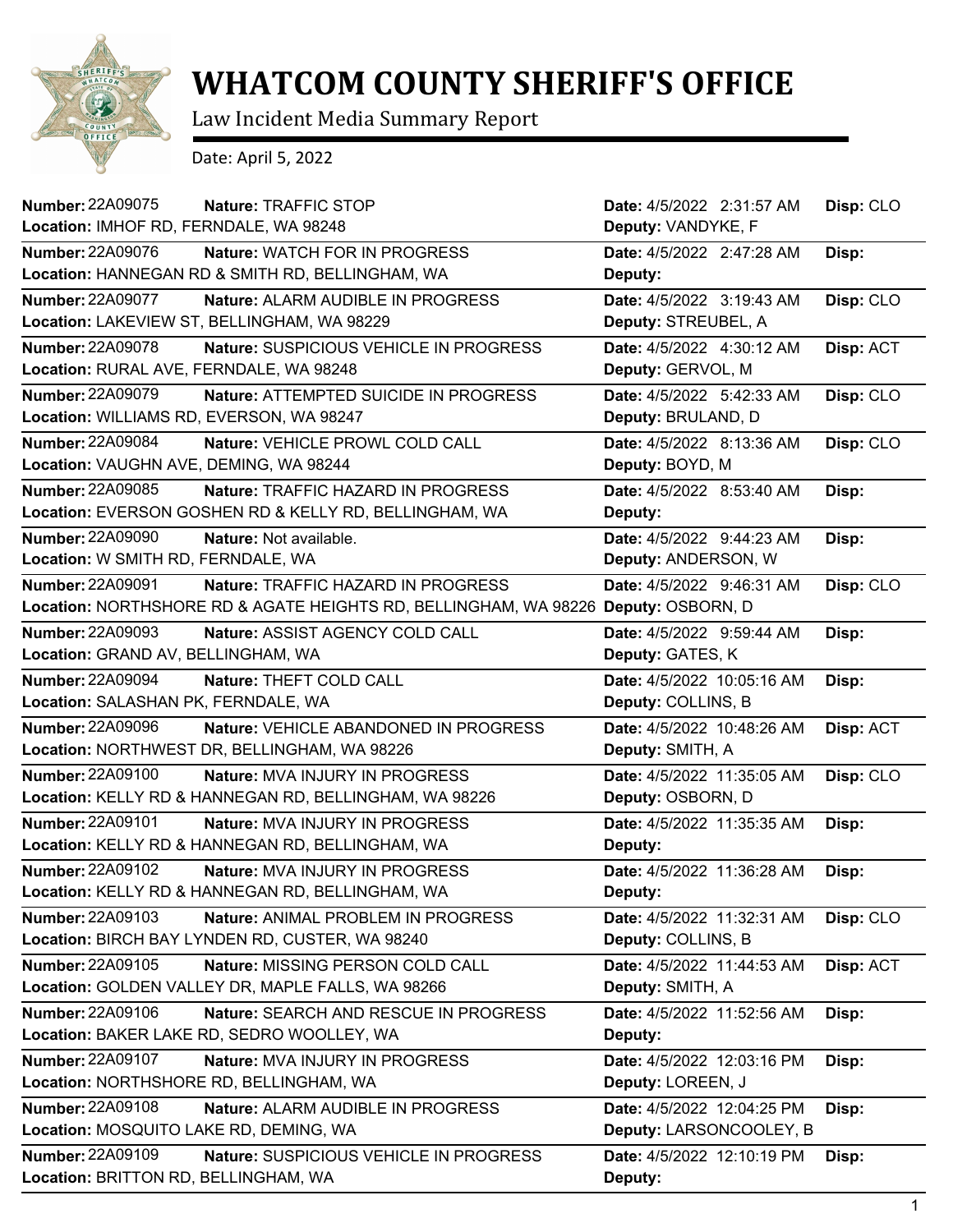# WHATCOM COUNTY SHERIFF'S OFFICE

Law Incident Media Summary Report

Date: April 5, 2022

**Number:** 22A09075 **Nature:** TRAFFIC STOP **Date:** 4/5/2022 2:31:57 AM **Disp:** CLO
**Location:** IMHOF RD, FERNDALE, WA 98248 **Deputy:** VANDYKE, F

**Number:** 22A09076 **Nature:** WATCH FOR IN PROGRESS **Date:** 4/5/2022 2:47:28 AM **Disp:**
**Location:** HANNEGAN RD & SMITH RD, BELLINGHAM, WA **Deputy:**

**Number:** 22A09077 **Nature:** ALARM AUDIBLE IN PROGRESS **Date:** 4/5/2022 3:19:43 AM **Disp:** CLO
**Location:** LAKEVIEW ST, BELLINGHAM, WA 98229 **Deputy:** STREUBEL, A

**Number:** 22A09078 **Nature:** SUSPICIOUS VEHICLE IN PROGRESS **Date:** 4/5/2022 4:30:12 AM **Disp:** ACT
**Location:** RURAL AVE, FERNDALE, WA 98248 **Deputy:** GERVOL, M

**Number:** 22A09079 **Nature:** ATTEMPTED SUICIDE IN PROGRESS **Date:** 4/5/2022 5:42:33 AM **Disp:** CLO
**Location:** WILLIAMS RD, EVERSON, WA 98247 **Deputy:** BRULAND, D

**Number:** 22A09084 **Nature:** VEHICLE PROWL COLD CALL **Date:** 4/5/2022 8:13:36 AM **Disp:** CLO
**Location:** VAUGHN AVE, DEMING, WA 98244 **Deputy:** BOYD, M

**Number:** 22A09085 **Nature:** TRAFFIC HAZARD IN PROGRESS **Date:** 4/5/2022 8:53:40 AM **Disp:**
**Location:** EVERSON GOSHEN RD & KELLY RD, BELLINGHAM, WA **Deputy:**

**Number:** 22A09090 **Nature:** Not available. **Date:** 4/5/2022 9:44:23 AM **Disp:**
**Location:** W SMITH RD, FERNDALE, WA **Deputy:** ANDERSON, W

**Number:** 22A09091 **Nature:** TRAFFIC HAZARD IN PROGRESS **Date:** 4/5/2022 9:46:31 AM **Disp:** CLO
**Location:** NORTHSHORE RD & AGATE HEIGHTS RD, BELLINGHAM, WA 98226 **Deputy:** OSBORN, D

**Number:** 22A09093 **Nature:** ASSIST AGENCY COLD CALL **Date:** 4/5/2022 9:59:44 AM **Disp:**
**Location:** GRAND AV, BELLINGHAM, WA **Deputy:** GATES, K

**Number:** 22A09094 **Nature:** THEFT COLD CALL **Date:** 4/5/2022 10:05:16 AM **Disp:**
**Location:** SALASHAN PK, FERNDALE, WA **Deputy:** COLLINS, B

**Number:** 22A09096 **Nature:** VEHICLE ABANDONED IN PROGRESS **Date:** 4/5/2022 10:48:26 AM **Disp:** ACT
**Location:** NORTHWEST DR, BELLINGHAM, WA 98226 **Deputy:** SMITH, A

**Number:** 22A09100 **Nature:** MVA INJURY IN PROGRESS **Date:** 4/5/2022 11:35:05 AM **Disp:** CLO
**Location:** KELLY RD & HANNEGAN RD, BELLINGHAM, WA 98226 **Deputy:** OSBORN, D

**Number:** 22A09101 **Nature:** MVA INJURY IN PROGRESS **Date:** 4/5/2022 11:35:35 AM **Disp:**
**Location:** KELLY RD & HANNEGAN RD, BELLINGHAM, WA **Deputy:**

**Number:** 22A09102 **Nature:** MVA INJURY IN PROGRESS **Date:** 4/5/2022 11:36:28 AM **Disp:**
**Location:** KELLY RD & HANNEGAN RD, BELLINGHAM, WA **Deputy:**

**Number:** 22A09103 **Nature:** ANIMAL PROBLEM IN PROGRESS **Date:** 4/5/2022 11:32:31 AM **Disp:** CLO
**Location:** BIRCH BAY LYNDEN RD, CUSTER, WA 98240 **Deputy:** COLLINS, B

**Number:** 22A09105 **Nature:** MISSING PERSON COLD CALL **Date:** 4/5/2022 11:44:53 AM **Disp:** ACT
**Location:** GOLDEN VALLEY DR, MAPLE FALLS, WA 98266 **Deputy:** SMITH, A

**Number:** 22A09106 **Nature:** SEARCH AND RESCUE IN PROGRESS **Date:** 4/5/2022 11:52:56 AM **Disp:**
**Location:** BAKER LAKE RD, SEDRO WOOLLEY, WA **Deputy:**

**Number:** 22A09107 **Nature:** MVA INJURY IN PROGRESS **Date:** 4/5/2022 12:03:16 PM **Disp:**
**Location:** NORTHSHORE RD, BELLINGHAM, WA **Deputy:** LOREEN, J

**Number:** 22A09108 **Nature:** ALARM AUDIBLE IN PROGRESS **Date:** 4/5/2022 12:04:25 PM **Disp:**
**Location:** MOSQUITO LAKE RD, DEMING, WA **Deputy:** LARSONCOOLEY, B

**Number:** 22A09109 **Nature:** SUSPICIOUS VEHICLE IN PROGRESS **Date:** 4/5/2022 12:10:19 PM **Disp:**
**Location:** BRITTON RD, BELLINGHAM, WA **Deputy:**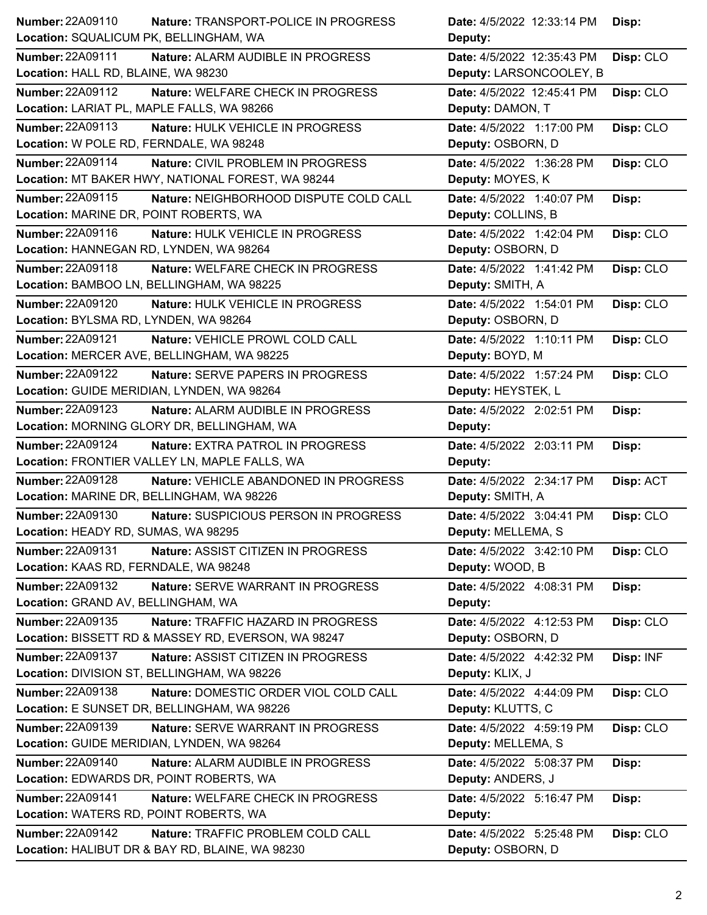**Number:** 22A09110 **Nature:** TRANSPORT-POLICE IN PROGRESS **Date:** 4/5/2022 12:33:14 PM **Disp:**
**Location:** SQUALICUM PK, BELLINGHAM, WA **Deputy:**

**Number:** 22A09111 **Nature:** ALARM AUDIBLE IN PROGRESS **Date:** 4/5/2022 12:35:43 PM **Disp:** CLO
**Location:** HALL RD, BLAINE, WA 98230 **Deputy:** LARSONCOOLEY, B

**Number:** 22A09112 **Nature:** WELFARE CHECK IN PROGRESS **Date:** 4/5/2022 12:45:41 PM **Disp:** CLO
**Location:** LARIAT PL, MAPLE FALLS, WA 98266 **Deputy:** DAMON, T

**Number:** 22A09113 **Nature:** HULK VEHICLE IN PROGRESS **Date:** 4/5/2022 1:17:00 PM **Disp:** CLO
**Location:** W POLE RD, FERNDALE, WA 98248 **Deputy:** OSBORN, D

**Number:** 22A09114 **Nature:** CIVIL PROBLEM IN PROGRESS **Date:** 4/5/2022 1:36:28 PM **Disp:** CLO
**Location:** MT BAKER HWY, NATIONAL FOREST, WA 98244 **Deputy:** MOYES, K

**Number:** 22A09115 **Nature:** NEIGHBORHOOD DISPUTE COLD CALL **Date:** 4/5/2022 1:40:07 PM **Disp:**
**Location:** MARINE DR, POINT ROBERTS, WA **Deputy:** COLLINS, B

**Number:** 22A09116 **Nature:** HULK VEHICLE IN PROGRESS **Date:** 4/5/2022 1:42:04 PM **Disp:** CLO
**Location:** HANNEGAN RD, LYNDEN, WA 98264 **Deputy:** OSBORN, D

**Number:** 22A09118 **Nature:** WELFARE CHECK IN PROGRESS **Date:** 4/5/2022 1:41:42 PM **Disp:** CLO
**Location:** BAMBOO LN, BELLINGHAM, WA 98225 **Deputy:** SMITH, A

**Number:** 22A09120 **Nature:** HULK VEHICLE IN PROGRESS **Date:** 4/5/2022 1:54:01 PM **Disp:** CLO
**Location:** BYLSMA RD, LYNDEN, WA 98264 **Deputy:** OSBORN, D

**Number:** 22A09121 **Nature:** VEHICLE PROWL COLD CALL **Date:** 4/5/2022 1:10:11 PM **Disp:** CLO
**Location:** MERCER AVE, BELLINGHAM, WA 98225 **Deputy:** BOYD, M

**Number:** 22A09122 **Nature:** SERVE PAPERS IN PROGRESS **Date:** 4/5/2022 1:57:24 PM **Disp:** CLO
**Location:** GUIDE MERIDIAN, LYNDEN, WA 98264 **Deputy:** HEYSTEK, L

**Number:** 22A09123 **Nature:** ALARM AUDIBLE IN PROGRESS **Date:** 4/5/2022 2:02:51 PM **Disp:**
**Location:** MORNING GLORY DR, BELLINGHAM, WA **Deputy:**

**Number:** 22A09124 **Nature:** EXTRA PATROL IN PROGRESS **Date:** 4/5/2022 2:03:11 PM **Disp:**
**Location:** FRONTIER VALLEY LN, MAPLE FALLS, WA **Deputy:**

**Number:** 22A09128 **Nature:** VEHICLE ABANDONED IN PROGRESS **Date:** 4/5/2022 2:34:17 PM **Disp:** ACT
**Location:** MARINE DR, BELLINGHAM, WA 98226 **Deputy:** SMITH, A

**Number:** 22A09130 **Nature:** SUSPICIOUS PERSON IN PROGRESS **Date:** 4/5/2022 3:04:41 PM **Disp:** CLO
**Location:** HEADY RD, SUMAS, WA 98295 **Deputy:** MELLEMA, S

**Number:** 22A09131 **Nature:** ASSIST CITIZEN IN PROGRESS **Date:** 4/5/2022 3:42:10 PM **Disp:** CLO
**Location:** KAAS RD, FERNDALE, WA 98248 **Deputy:** WOOD, B

**Number:** 22A09132 **Nature:** SERVE WARRANT IN PROGRESS **Date:** 4/5/2022 4:08:31 PM **Disp:**
**Location:** GRAND AV, BELLINGHAM, WA **Deputy:**

**Number:** 22A09135 **Nature:** TRAFFIC HAZARD IN PROGRESS **Date:** 4/5/2022 4:12:53 PM **Disp:** CLO
**Location:** BISSETT RD & MASSEY RD, EVERSON, WA 98247 **Deputy:** OSBORN, D

**Number:** 22A09137 **Nature:** ASSIST CITIZEN IN PROGRESS **Date:** 4/5/2022 4:42:32 PM **Disp:** INF
**Location:** DIVISION ST, BELLINGHAM, WA 98226 **Deputy:** KLIX, J

**Number:** 22A09138 **Nature:** DOMESTIC ORDER VIOL COLD CALL **Date:** 4/5/2022 4:44:09 PM **Disp:** CLO
**Location:** E SUNSET DR, BELLINGHAM, WA 98226 **Deputy:** KLUTTS, C

**Number:** 22A09139 **Nature:** SERVE WARRANT IN PROGRESS **Date:** 4/5/2022 4:59:19 PM **Disp:** CLO
**Location:** GUIDE MERIDIAN, LYNDEN, WA 98264 **Deputy:** MELLEMA, S

**Number:** 22A09140 **Nature:** ALARM AUDIBLE IN PROGRESS **Date:** 4/5/2022 5:08:37 PM **Disp:**
**Location:** EDWARDS DR, POINT ROBERTS, WA **Deputy:** ANDERS, J

**Number:** 22A09141 **Nature:** WELFARE CHECK IN PROGRESS **Date:** 4/5/2022 5:16:47 PM **Disp:**
**Location:** WATERS RD, POINT ROBERTS, WA **Deputy:**

**Number:** 22A09142 **Nature:** TRAFFIC PROBLEM COLD CALL **Date:** 4/5/2022 5:25:48 PM **Disp:** CLO
**Location:** HALIBUT DR & BAY RD, BLAINE, WA 98230 **Deputy:** OSBORN, D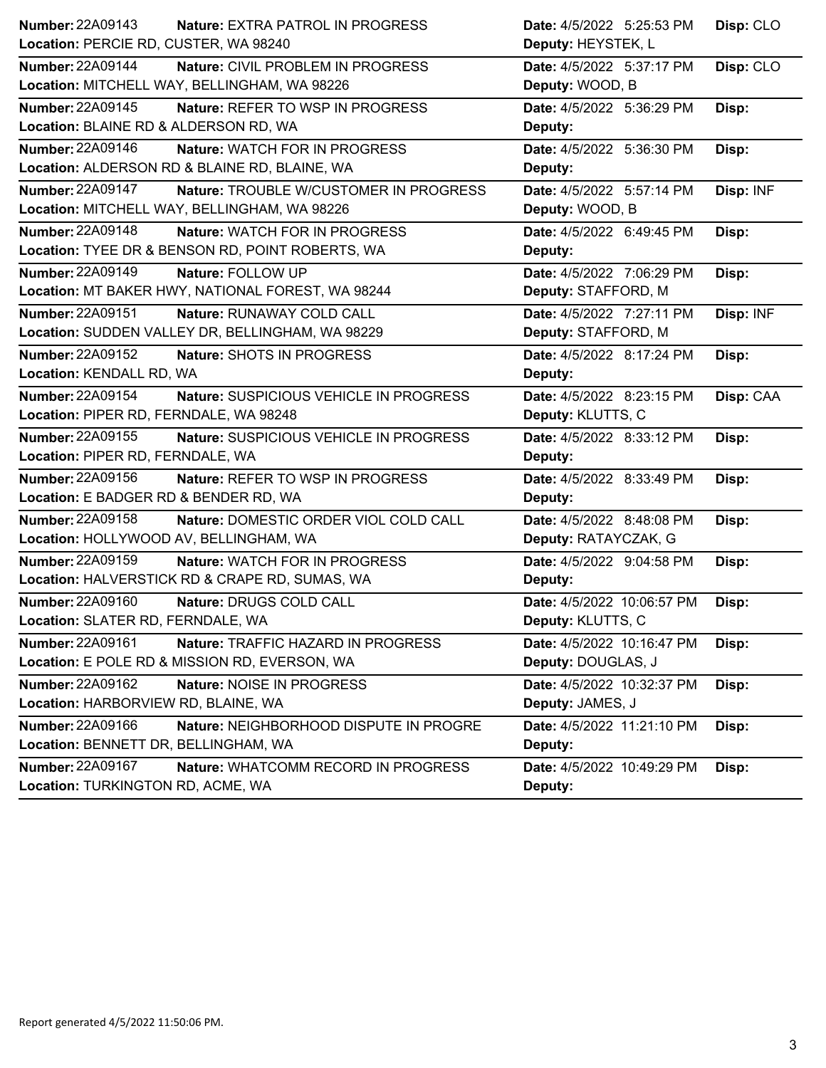**Number:** 22A09143 **Nature:** EXTRA PATROL IN PROGRESS **Date:** 4/5/2022 5:25:53 PM **Disp:** CLO
**Location:** PERCIE RD, CUSTER, WA 98240 **Deputy:** HEYSTEK, L

**Number:** 22A09144 **Nature:** CIVIL PROBLEM IN PROGRESS **Date:** 4/5/2022 5:37:17 PM **Disp:** CLO
**Location:** MITCHELL WAY, BELLINGHAM, WA 98226 **Deputy:** WOOD, B

**Number:** 22A09145 **Nature:** REFER TO WSP IN PROGRESS **Date:** 4/5/2022 5:36:29 PM **Disp:**
**Location:** BLAINE RD & ALDERSON RD, WA **Deputy:**

**Number:** 22A09146 **Nature:** WATCH FOR IN PROGRESS **Date:** 4/5/2022 5:36:30 PM **Disp:**
**Location:** ALDERSON RD & BLAINE RD, BLAINE, WA **Deputy:**

**Number:** 22A09147 **Nature:** TROUBLE W/CUSTOMER IN PROGRESS **Date:** 4/5/2022 5:57:14 PM **Disp:** INF
**Location:** MITCHELL WAY, BELLINGHAM, WA 98226 **Deputy:** WOOD, B

**Number:** 22A09148 **Nature:** WATCH FOR IN PROGRESS **Date:** 4/5/2022 6:49:45 PM **Disp:**
**Location:** TYEE DR & BENSON RD, POINT ROBERTS, WA **Deputy:**

**Number:** 22A09149 **Nature:** FOLLOW UP **Date:** 4/5/2022 7:06:29 PM **Disp:**
**Location:** MT BAKER HWY, NATIONAL FOREST, WA 98244 **Deputy:** STAFFORD, M

**Number:** 22A09151 **Nature:** RUNAWAY COLD CALL **Date:** 4/5/2022 7:27:11 PM **Disp:** INF
**Location:** SUDDEN VALLEY DR, BELLINGHAM, WA 98229 **Deputy:** STAFFORD, M

**Number:** 22A09152 **Nature:** SHOTS IN PROGRESS **Date:** 4/5/2022 8:17:24 PM **Disp:**
**Location:** KENDALL RD, WA **Deputy:**

**Number:** 22A09154 **Nature:** SUSPICIOUS VEHICLE IN PROGRESS **Date:** 4/5/2022 8:23:15 PM **Disp:** CAA
**Location:** PIPER RD, FERNDALE, WA 98248 **Deputy:** KLUTTS, C

**Number:** 22A09155 **Nature:** SUSPICIOUS VEHICLE IN PROGRESS **Date:** 4/5/2022 8:33:12 PM **Disp:**
**Location:** PIPER RD, FERNDALE, WA **Deputy:**

**Number:** 22A09156 **Nature:** REFER TO WSP IN PROGRESS **Date:** 4/5/2022 8:33:49 PM **Disp:**
**Location:** E BADGER RD & BENDER RD, WA **Deputy:**

**Number:** 22A09158 **Nature:** DOMESTIC ORDER VIOL COLD CALL **Date:** 4/5/2022 8:48:08 PM **Disp:**
**Location:** HOLLYWOOD AV, BELLINGHAM, WA **Deputy:** RATAYCZAK, G

**Number:** 22A09159 **Nature:** WATCH FOR IN PROGRESS **Date:** 4/5/2022 9:04:58 PM **Disp:**
**Location:** HALVERSTICK RD & CRAPE RD, SUMAS, WA **Deputy:**

**Number:** 22A09160 **Nature:** DRUGS COLD CALL **Date:** 4/5/2022 10:06:57 PM **Disp:**
**Location:** SLATER RD, FERNDALE, WA **Deputy:** KLUTTS, C

**Number:** 22A09161 **Nature:** TRAFFIC HAZARD IN PROGRESS **Date:** 4/5/2022 10:16:47 PM **Disp:**
**Location:** E POLE RD & MISSION RD, EVERSON, WA **Deputy:** DOUGLAS, J

**Number:** 22A09162 **Nature:** NOISE IN PROGRESS **Date:** 4/5/2022 10:32:37 PM **Disp:**
**Location:** HARBORVIEW RD, BLAINE, WA **Deputy:** JAMES, J

**Number:** 22A09166 **Nature:** NEIGHBORHOOD DISPUTE IN PROGRE **Date:** 4/5/2022 11:21:10 PM **Disp:**
**Location:** BENNETT DR, BELLINGHAM, WA **Deputy:**

**Number:** 22A09167 **Nature:** WHATCOMM RECORD IN PROGRESS **Date:** 4/5/2022 10:49:29 PM **Disp:**
**Location:** TURKINGTON RD, ACME, WA **Deputy:**

Report generated 4/5/2022 11:50:06 PM.